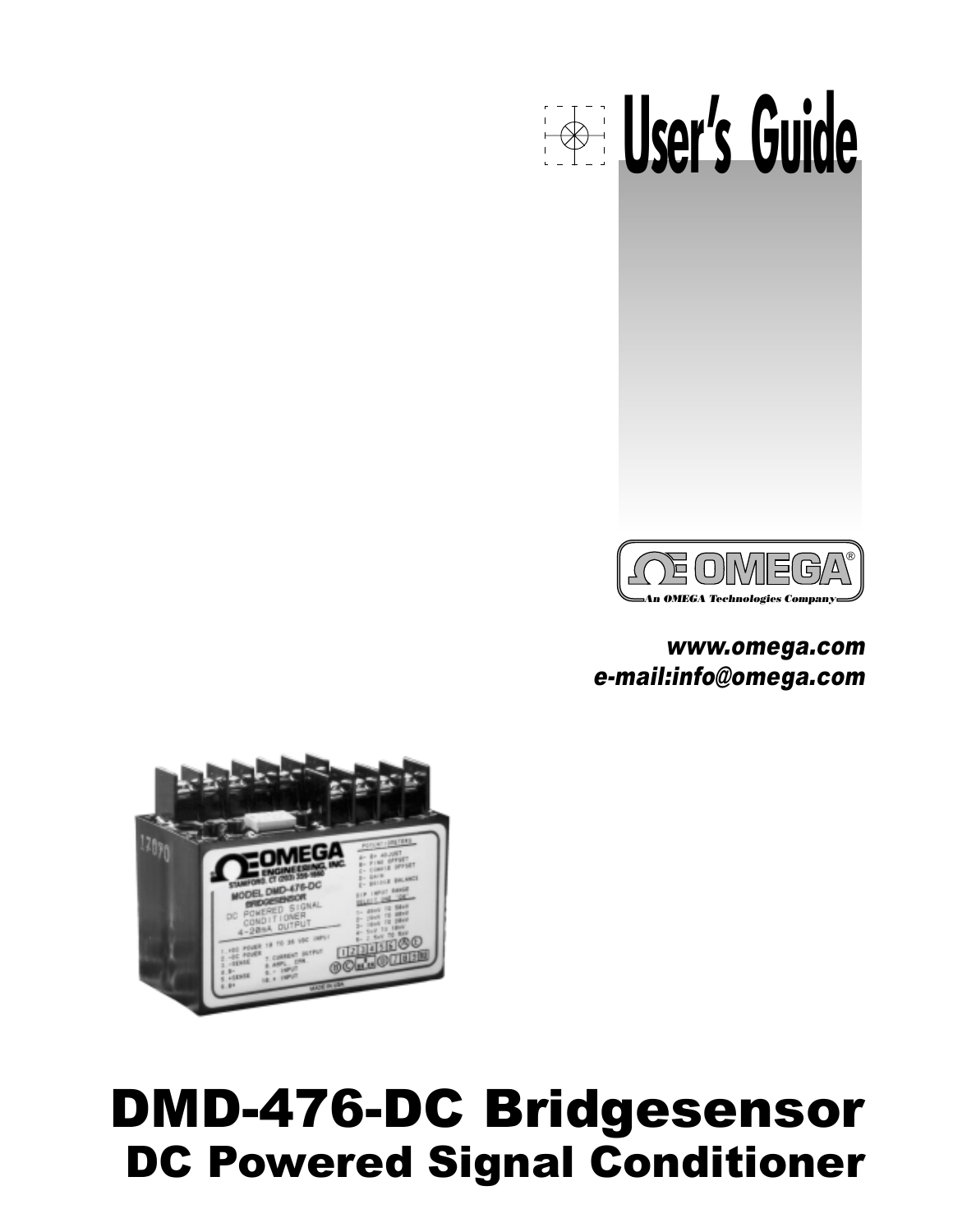# User's Guide

OMEGA®

An OMEGA Technologies Company

***www.omega.com***
***e-mail:info@omega.com***

# DMD-476-DC Bridgesensor
## DC Powered Signal Conditioner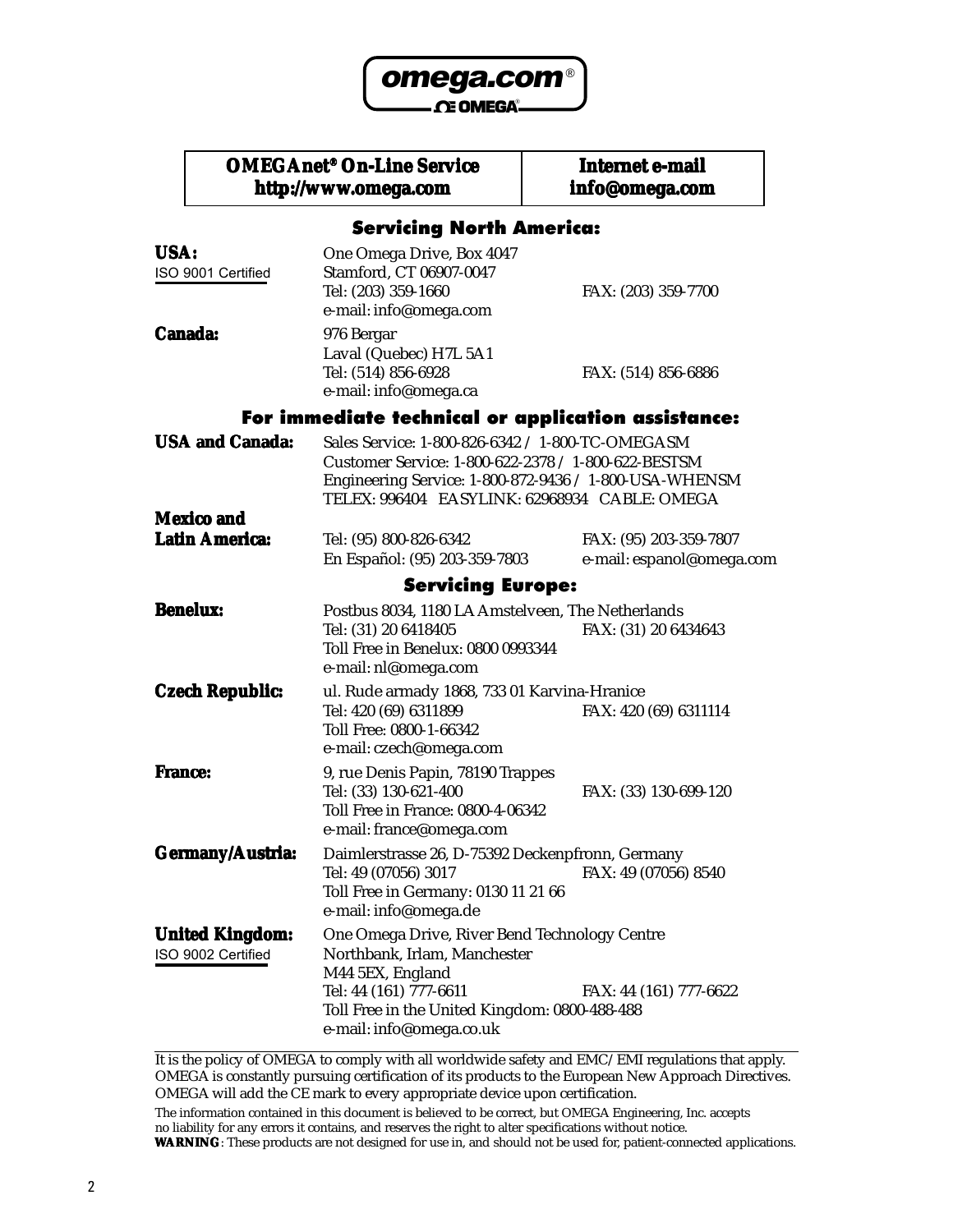omega.com®

Œ OMEGA®

| OMEGAnet® On-Line Service<br>http://www.omega.com | Internet e-mail<br>info@omega.com |
|---|---|

## Servicing North America:

**USA:**
ISO 9001 Certified

One Omega Drive, Box 4047
Stamford, CT 06907-0047
Tel: (203) 359-1660 FAX: (203) 359-7700
e-mail: info@omega.com

**Canada:**

976 Bergar
Laval (Quebec) H7L 5A1
Tel: (514) 856-6928 FAX: (514) 856-6886
e-mail: info@omega.ca

## For immediate technical or application assistance:

**USA and Canada:**

Sales Service: 1-800-826-6342 / 1-800-TC-OMEGASM
Customer Service: 1-800-622-2378 / 1-800-622-BESTSM
Engineering Service: 1-800-872-9436 / 1-800-USA-WHENSM
TELEX: 996404 EASYLINK: 62968934 CABLE: OMEGA

**Mexico and Latin America:**

Tel: (95) 800-826-6342 FAX: (95) 203-359-7807
En Español: (95) 203-359-7803 e-mail: espanol@omega.com

## Servicing Europe:

**Benelux:**

Postbus 8034, 1180 LA Amstelveen, The Netherlands
Tel: (31) 20 6418405 FAX: (31) 20 6434643
Toll Free in Benelux: 0800 0993344
e-mail: nl@omega.com

**Czech Republic:**

ul. Rude armady 1868, 733 01 Karvina-Hranice
Tel: 420 (69) 6311899 FAX: 420 (69) 6311114
Toll Free: 0800-1-66342
e-mail: czech@omega.com

**France:**

9, rue Denis Papin, 78190 Trappes
Tel: (33) 130-621-400 FAX: (33) 130-699-120
Toll Free in France: 0800-4-06342
e-mail: france@omega.com

**Germany/Austria:**

Daimlerstrasse 26, D-75392 Deckenpfronn, Germany
Tel: 49 (07056) 3017 FAX: 49 (07056) 8540
Toll Free in Germany: 0130 11 21 66
e-mail: info@omega.de

**United Kingdom:**
ISO 9002 Certified

One Omega Drive, River Bend Technology Centre
Northbank, Irlam, Manchester
M44 5EX, England
Tel: 44 (161) 777-6611 FAX: 44 (161) 777-6622
Toll Free in the United Kingdom: 0800-488-488
e-mail: info@omega.co.uk

---

It is the policy of OMEGA to comply with all worldwide safety and EMC/EMI regulations that apply. OMEGA is constantly pursuing certification of its products to the European New Approach Directives. OMEGA will add the CE mark to every appropriate device upon certification.

The information contained in this document is believed to be correct, but OMEGA Engineering, Inc. accepts no liability for any errors it contains, and reserves the right to alter specifications without notice.
**WARNING**: These products are not designed for use in, and should not be used for, patient-connected applications.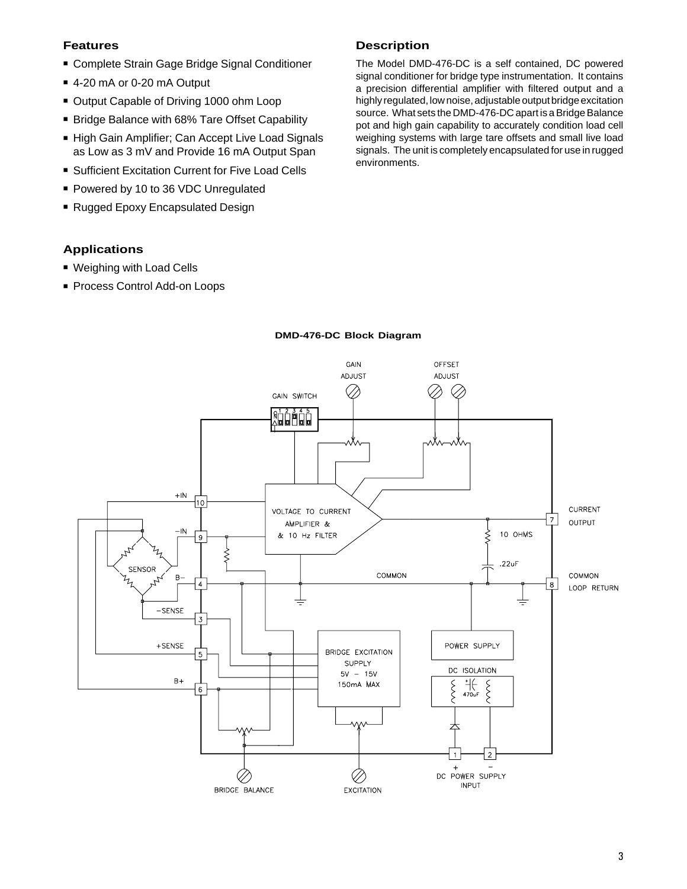## Features

- Complete Strain Gage Bridge Signal Conditioner
- 4-20 mA or 0-20 mA Output
- Output Capable of Driving 1000 ohm Loop
- Bridge Balance with 68% Tare Offset Capability
- High Gain Amplifier; Can Accept Live Load Signals as Low as 3 mV and Provide 16 mA Output Span
- Sufficient Excitation Current for Five Load Cells
- Powered by 10 to 36 VDC Unregulated
- Rugged Epoxy Encapsulated Design

## Applications

- Weighing with Load Cells
- Process Control Add-on Loops

## Description

The Model DMD-476-DC is a self contained, DC powered signal conditioner for bridge type instrumentation. It contains a precision differential amplifier with filtered output and a highly regulated, low noise, adjustable output bridge excitation source. What sets the DMD-476-DC apart is a Bridge Balance pot and high gain capability to accurately condition load cell weighing systems with large tare offsets and small live load signals. The unit is completely encapsulated for use in rugged environments.

**DMD-476-DC Block Diagram**

GAIN ADJUST · OFFSET ADJUST · GAIN SWITCH · VOLTAGE TO CURRENT AMPLIFIER & & 10 Hz FILTER · +IN 10 · −IN 9 · B− 4 · −SENSE 3 · +SENSE 5 · B+ 6 · SENSOR · CURRENT OUTPUT 7 · 10 OHMS · .22uF · COMMON · COMMON LOOP RETURN 8 · BRIDGE EXCITATION SUPPLY 5V – 15V 150mA MAX · POWER SUPPLY · DC ISOLATION · 470uF · 1 + · 2 − · DC POWER SUPPLY INPUT · BRIDGE BALANCE · EXCITATION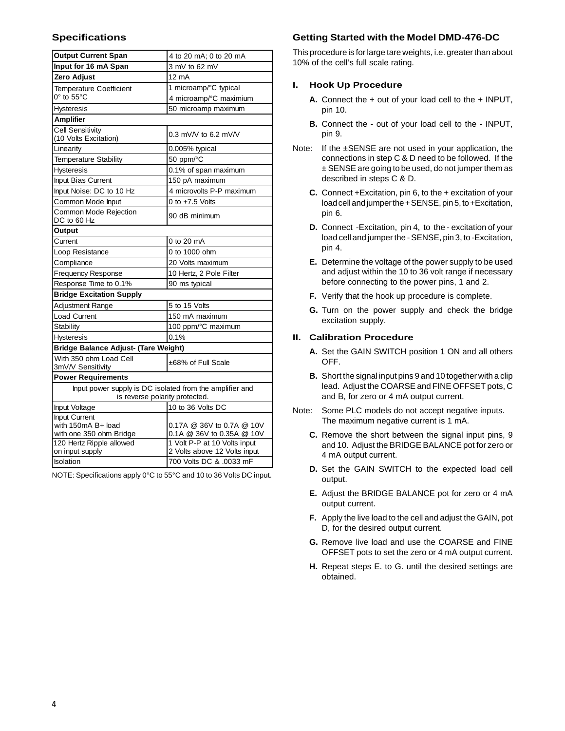## Specifications

| Output Current Span | 4 to 20 mA; 0 to 20 mA |
|---|---|
| **Input for 16 mA Span** | 3 mV to 62 mV |
| **Zero Adjust** | 12 mA |
| Temperature Coefficient 0° to 55°C | 1 microamp/°C typical<br>4 microamp/°C maximium |
| Hysteresis | 50 microamp maximum |
| **Amplifier** | |
| Cell Sensitivity (10 Volts Excitation) | 0.3 mV/V to 6.2 mV/V |
| Linearity | 0.005% typical |
| Temperature Stability | 50 ppm/°C |
| Hysteresis | 0.1% of span maximum |
| Input Bias Current | 150 pA maximum |
| Input Noise: DC to 10 Hz | 4 microvolts P-P maximum |
| Common Mode Input | 0 to +7.5 Volts |
| Common Mode Rejection DC to 60 Hz | 90 dB minimum |
| **Output** | |
| Current | 0 to 20 mA |
| Loop Resistance | 0 to 1000 ohm |
| Compliance | 20 Volts maximum |
| Frequency Response | 10 Hertz, 2 Pole Filter |
| Response Time to 0.1% | 90 ms typical |
| **Bridge Excitation Supply** | |
| Adjustment Range | 5 to 15 Volts |
| Load Current | 150 mA maximum |
| Stability | 100 ppm/°C maximum |
| Hysteresis | 0.1% |
| **Bridge Balance Adjust- (Tare Weight)** | |
| With 350 ohm Load Cell 3mV/V Sensitivity | ±68% of Full Scale |
| **Power Requirements** | |
| Input power supply is DC isolated from the amplifier and is reverse polarity protected. | |
| Input Voltage | 10 to 36 Volts DC |
| Input Current with 150mA B+ load with one 350 ohm Bridge | 0.17A @ 36V to 0.7A @ 10V<br>0.1A @ 36V to 0.35A @ 10V |
| 120 Hertz Ripple allowed on input supply | 1 Volt P-P at 10 Volts input<br>2 Volts above 12 Volts input |
| Isolation | 700 Volts DC & .0033 mF |

NOTE: Specifications apply 0°C to 55°C and 10 to 36 Volts DC input.

## Getting Started with the Model DMD-476-DC

This procedure is for large tare weights, i.e. greater than about 10% of the cell's full scale rating.

### I. Hook Up Procedure

**A.** Connect the + out of your load cell to the + INPUT, pin 10.

**B.** Connect the - out of your load cell to the - INPUT, pin 9.

Note: If the ±SENSE are not used in your application, the connections in step C & D need to be followed. If the ± SENSE are going to be used, do not jumper them as described in steps C & D.

**C.** Connect +Excitation, pin 6, to the + excitation of your load cell and jumper the + SENSE, pin 5, to +Excitation, pin 6.

**D.** Connect -Excitation, pin 4, to the - excitation of your load cell and jumper the - SENSE, pin 3, to -Excitation, pin 4.

**E.** Determine the voltage of the power supply to be used and adjust within the 10 to 36 volt range if necessary before connecting to the power pins, 1 and 2.

**F.** Verify that the hook up procedure is complete.

**G.** Turn on the power supply and check the bridge excitation supply.

### II. Calibration Procedure

**A.** Set the GAIN SWITCH position 1 ON and all others OFF.

**B.** Short the signal input pins 9 and 10 together with a clip lead. Adjust the COARSE and FINE OFFSET pots, C and B, for zero or 4 mA output current.

Note: Some PLC models do not accept negative inputs. The maximum negative current is 1 mA.

**C.** Remove the short between the signal input pins, 9 and 10. Adjust the BRIDGE BALANCE pot for zero or 4 mA output current.

**D.** Set the GAIN SWITCH to the expected load cell output.

**E.** Adjust the BRIDGE BALANCE pot for zero or 4 mA output current.

**F.** Apply the live load to the cell and adjust the GAIN, pot D, for the desired output current.

**G.** Remove live load and use the COARSE and FINE OFFSET pots to set the zero or 4 mA output current.

**H.** Repeat steps E. to G. until the desired settings are obtained.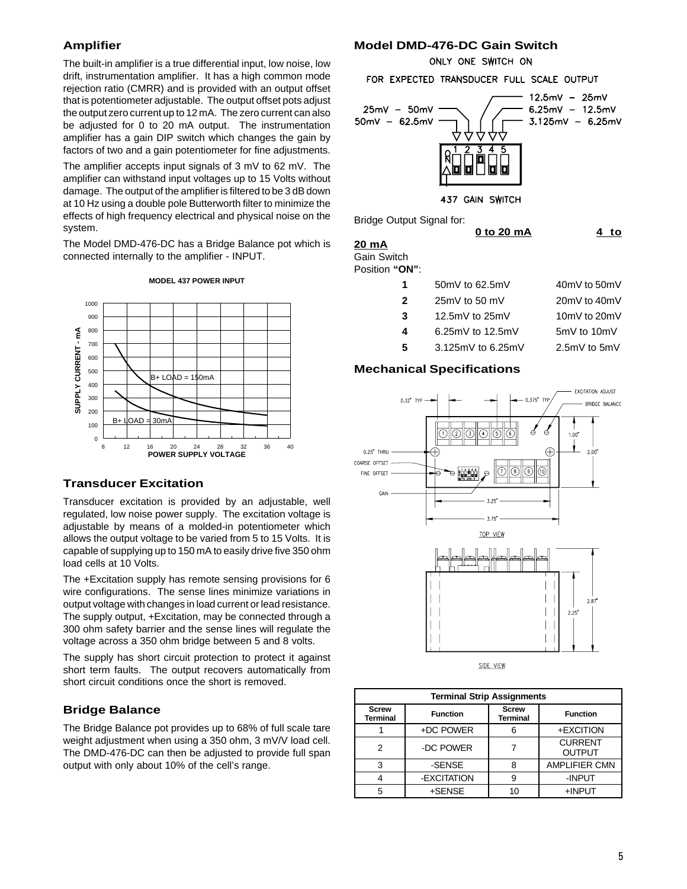## Amplifier

The built-in amplifier is a true differential input, low noise, low drift, instrumentation amplifier. It has a high common mode rejection ratio (CMRR) and is provided with an output offset that is potentiometer adjustable. The output offset pots adjust the output zero current up to 12 mA. The zero current can also be adjusted for 0 to 20 mA output. The instrumentation amplifier has a gain DIP switch which changes the gain by factors of two and a gain potentiometer for fine adjustments.

The amplifier accepts input signals of 3 mV to 62 mV. The amplifier can withstand input voltages up to 15 Volts without damage. The output of the amplifier is filtered to be 3 dB down at 10 Hz using a double pole Butterworth filter to minimize the effects of high frequency electrical and physical noise on the system.

The Model DMD-476-DC has a Bridge Balance pot which is connected internally to the amplifier - INPUT.

**MODEL 437 POWER INPUT**

## Transducer Excitation

Transducer excitation is provided by an adjustable, well regulated, low noise power supply. The excitation voltage is adjustable by means of a molded-in potentiometer which allows the output voltage to be varied from 5 to 15 Volts. It is capable of supplying up to 150 mA to easily drive five 350 ohm load cells at 10 Volts.

The +Excitation supply has remote sensing provisions for 6 wire configurations. The sense lines minimize variations in output voltage with changes in load current or lead resistance. The supply output, +Excitation, may be connected through a 300 ohm safety barrier and the sense lines will regulate the voltage across a 350 ohm bridge between 5 and 8 volts.

The supply has short circuit protection to protect it against short term faults. The output recovers automatically from short circuit conditions once the short is removed.

## Bridge Balance

The Bridge Balance pot provides up to 68% of full scale tare weight adjustment when using a 350 ohm, 3 mV/V load cell. The DMD-476-DC can then be adjusted to provide full span output with only about 10% of the cell's range.

## Model DMD-476-DC Gain Switch

ONLY ONE SWITCH ON

FOR EXPECTED TRANSDUCER FULL SCALE OUTPUT

437 GAIN SWITCH

Bridge Output Signal for:

| Gain Switch Position **"ON"**: | **0 to 20 mA** | **4 to 20 mA** |
|---|---|---|
| **1** | 50mV to 62.5mV | 40mV to 50mV |
| **2** | 25mV to 50 mV | 20mV to 40mV |
| **3** | 12.5mV to 25mV | 10mV to 20mV |
| **4** | 6.25mV to 12.5mV | 5mV to 10mV |
| **5** | 3.125mV to 6.25mV | 2.5mV to 5mV |

## Mechanical Specifications

| Terminal Strip Assignments | | | |
|---|---|---|---|
| **Screw Terminal** | **Function** | **Screw Terminal** | **Function** |
| 1 | +DC POWER | 6 | +EXCITION |
| 2 | -DC POWER | 7 | CURRENT OUTPUT |
| 3 | -SENSE | 8 | AMPLIFIER CMN |
| 4 | -EXCITATION | 9 | -INPUT |
| 5 | +SENSE | 10 | +INPUT |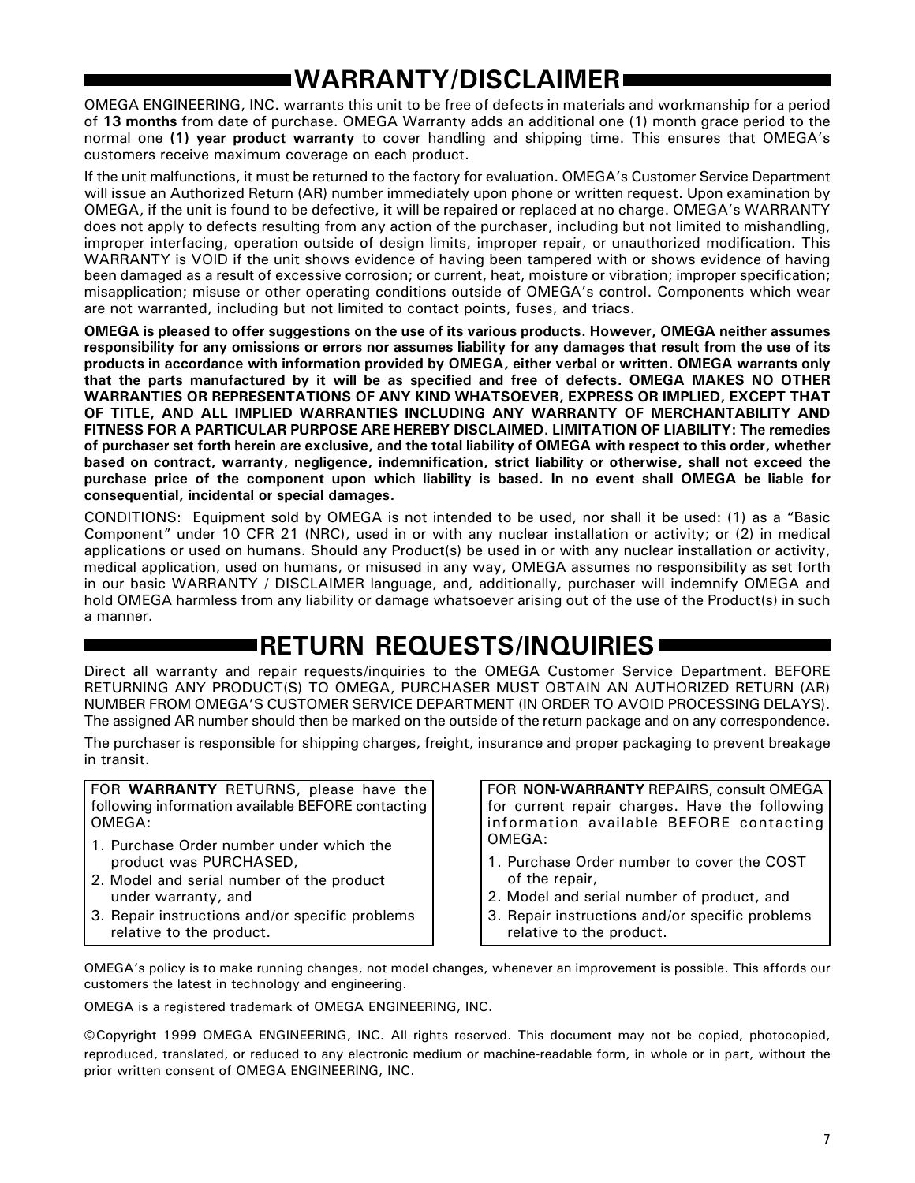# WARRANTY/DISCLAIMER

OMEGA ENGINEERING, INC. warrants this unit to be free of defects in materials and workmanship for a period of **13 months** from date of purchase. OMEGA Warranty adds an additional one (1) month grace period to the normal one **(1) year product warranty** to cover handling and shipping time. This ensures that OMEGA's customers receive maximum coverage on each product.

If the unit malfunctions, it must be returned to the factory for evaluation. OMEGA's Customer Service Department will issue an Authorized Return (AR) number immediately upon phone or written request. Upon examination by OMEGA, if the unit is found to be defective, it will be repaired or replaced at no charge. OMEGA's WARRANTY does not apply to defects resulting from any action of the purchaser, including but not limited to mishandling, improper interfacing, operation outside of design limits, improper repair, or unauthorized modification. This WARRANTY is VOID if the unit shows evidence of having been tampered with or shows evidence of having been damaged as a result of excessive corrosion; or current, heat, moisture or vibration; improper specification; misapplication; misuse or other operating conditions outside of OMEGA's control. Components which wear are not warranted, including but not limited to contact points, fuses, and triacs.

**OMEGA is pleased to offer suggestions on the use of its various products. However, OMEGA neither assumes responsibility for any omissions or errors nor assumes liability for any damages that result from the use of its products in accordance with information provided by OMEGA, either verbal or written. OMEGA warrants only that the parts manufactured by it will be as specified and free of defects. OMEGA MAKES NO OTHER WARRANTIES OR REPRESENTATIONS OF ANY KIND WHATSOEVER, EXPRESS OR IMPLIED, EXCEPT THAT OF TITLE, AND ALL IMPLIED WARRANTIES INCLUDING ANY WARRANTY OF MERCHANTABILITY AND FITNESS FOR A PARTICULAR PURPOSE ARE HEREBY DISCLAIMED. LIMITATION OF LIABILITY: The remedies of purchaser set forth herein are exclusive, and the total liability of OMEGA with respect to this order, whether based on contract, warranty, negligence, indemnification, strict liability or otherwise, shall not exceed the purchase price of the component upon which liability is based. In no event shall OMEGA be liable for consequential, incidental or special damages.**

CONDITIONS: Equipment sold by OMEGA is not intended to be used, nor shall it be used: (1) as a "Basic Component" under 10 CFR 21 (NRC), used in or with any nuclear installation or activity; or (2) in medical applications or used on humans. Should any Product(s) be used in or with any nuclear installation or activity, medical application, used on humans, or misused in any way, OMEGA assumes no responsibility as set forth in our basic WARRANTY / DISCLAIMER language, and, additionally, purchaser will indemnify OMEGA and hold OMEGA harmless from any liability or damage whatsoever arising out of the use of the Product(s) in such a manner.

# RETURN REQUESTS/INQUIRIES

Direct all warranty and repair requests/inquiries to the OMEGA Customer Service Department. BEFORE RETURNING ANY PRODUCT(S) TO OMEGA, PURCHASER MUST OBTAIN AN AUTHORIZED RETURN (AR) NUMBER FROM OMEGA'S CUSTOMER SERVICE DEPARTMENT (IN ORDER TO AVOID PROCESSING DELAYS). The assigned AR number should then be marked on the outside of the return package and on any correspondence.

The purchaser is responsible for shipping charges, freight, insurance and proper packaging to prevent breakage in transit.

FOR **WARRANTY** RETURNS, please have the following information available BEFORE contacting OMEGA:

1. Purchase Order number under which the product was PURCHASED,
2. Model and serial number of the product under warranty, and
3. Repair instructions and/or specific problems relative to the product.

FOR **NON-WARRANTY** REPAIRS, consult OMEGA for current repair charges. Have the following information available BEFORE contacting OMEGA:

1. Purchase Order number to cover the COST of the repair,
2. Model and serial number of product, and
3. Repair instructions and/or specific problems relative to the product.

OMEGA's policy is to make running changes, not model changes, whenever an improvement is possible. This affords our customers the latest in technology and engineering.

OMEGA is a registered trademark of OMEGA ENGINEERING, INC.

©Copyright 1999 OMEGA ENGINEERING, INC. All rights reserved. This document may not be copied, photocopied, reproduced, translated, or reduced to any electronic medium or machine-readable form, in whole or in part, without the prior written consent of OMEGA ENGINEERING, INC.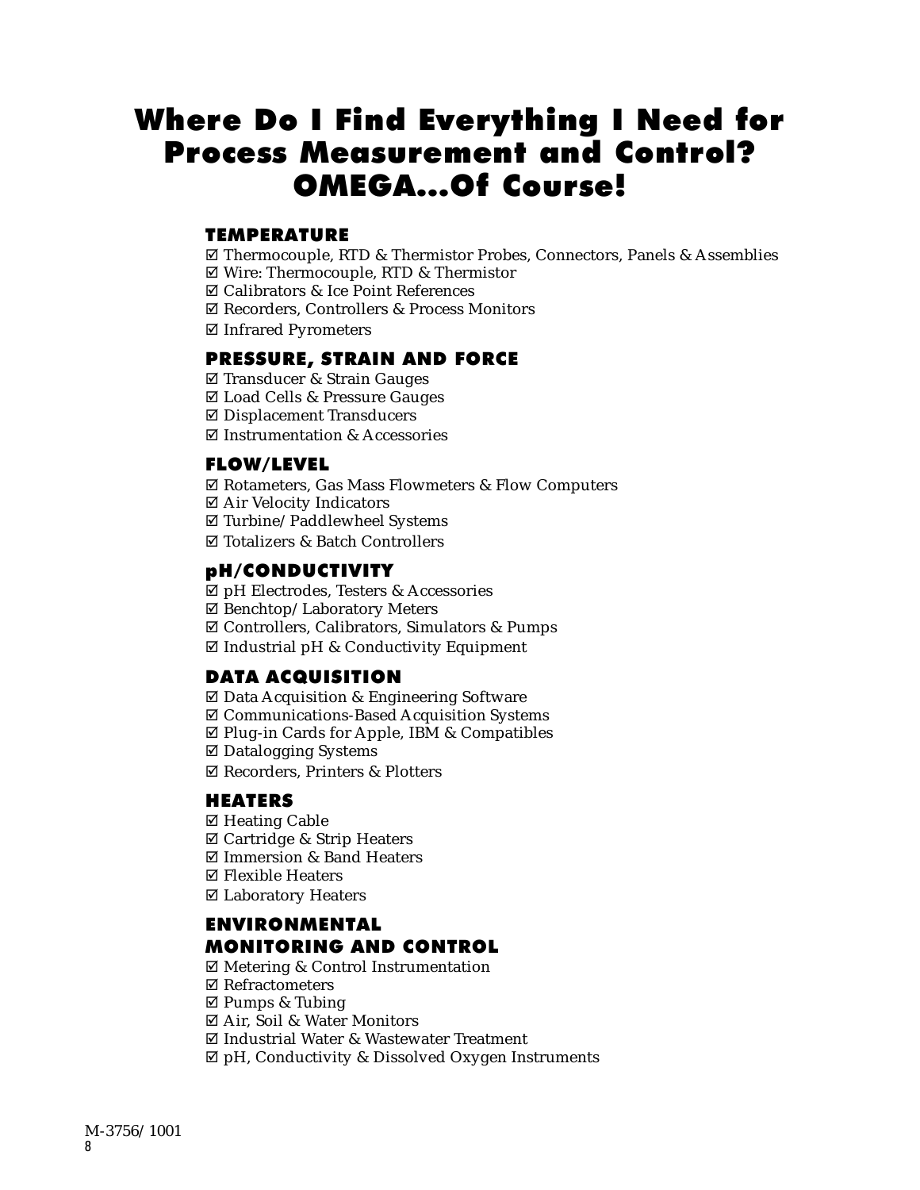# Where Do I Find Everything I Need for Process Measurement and Control? OMEGA...Of Course!

## TEMPERATURE

- ☑ Thermocouple, RTD & Thermistor Probes, Connectors, Panels & Assemblies
- ☑ Wire: Thermocouple, RTD & Thermistor
- ☑ Calibrators & Ice Point References
- ☑ Recorders, Controllers & Process Monitors
- ☑ Infrared Pyrometers

## PRESSURE, STRAIN AND FORCE

- ☑ Transducer & Strain Gauges
- ☑ Load Cells & Pressure Gauges
- ☑ Displacement Transducers
- ☑ Instrumentation & Accessories

## FLOW/LEVEL

- ☑ Rotameters, Gas Mass Flowmeters & Flow Computers
- ☑ Air Velocity Indicators
- ☑ Turbine/Paddlewheel Systems
- ☑ Totalizers & Batch Controllers

## pH/CONDUCTIVITY

- ☑ pH Electrodes, Testers & Accessories
- ☑ Benchtop/Laboratory Meters
- ☑ Controllers, Calibrators, Simulators & Pumps
- ☑ Industrial pH & Conductivity Equipment

## DATA ACQUISITION

- ☑ Data Acquisition & Engineering Software
- ☑ Communications-Based Acquisition Systems
- ☑ Plug-in Cards for Apple, IBM & Compatibles
- ☑ Datalogging Systems
- ☑ Recorders, Printers & Plotters

## HEATERS

- ☑ Heating Cable
- ☑ Cartridge & Strip Heaters
- ☑ Immersion & Band Heaters
- ☑ Flexible Heaters
- ☑ Laboratory Heaters

## ENVIRONMENTAL MONITORING AND CONTROL

- ☑ Metering & Control Instrumentation
- ☑ Refractometers
- ☑ Pumps & Tubing
- ☑ Air, Soil & Water Monitors
- ☑ Industrial Water & Wastewater Treatment
- ☑ pH, Conductivity & Dissolved Oxygen Instruments

M-3756/1001